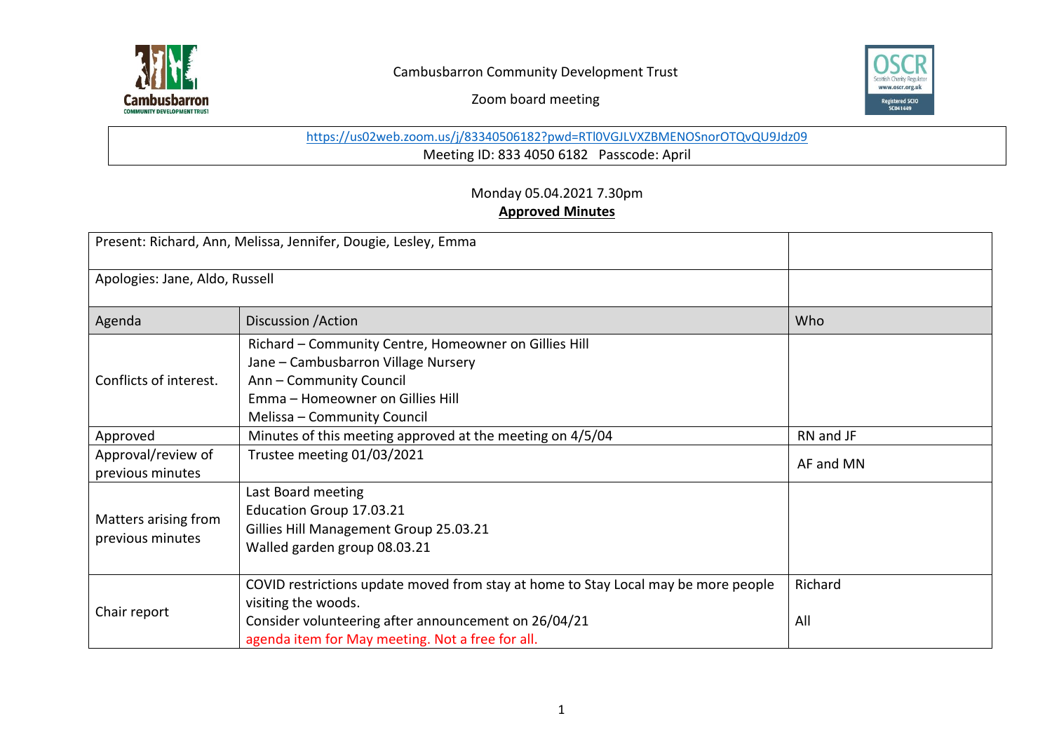Cambusbarron Community Development Trust

Zoom board meeting

https://us02web.zoom.us/j/83340506182?pwd=RTl0VGJLVXZBMENOSnorOTQvQU9Jdz09
Meeting ID: 833 4050 6182 Passcode: April

Monday 05.04.2021 7.30pm

**Approved Minutes**

| Present: Richard, Ann, Melissa, Jennifer, Dougie, Lesley, Emma | | |
|---|---|---|
| Apologies: Jane, Aldo, Russell | | |
| **Agenda** | **Discussion /Action** | **Who** |
| Conflicts of interest. | Richard – Community Centre, Homeowner on Gillies Hill<br>Jane – Cambusbarron Village Nursery<br>Ann – Community Council<br>Emma – Homeowner on Gillies Hill<br>Melissa – Community Council | |
| Approved | Minutes of this meeting approved at the meeting on 4/5/04 | RN and JF |
| Approval/review of previous minutes | Trustee meeting 01/03/2021 | AF and MN |
| Matters arising from previous minutes | Last Board meeting<br>Education Group 17.03.21<br>Gillies Hill Management Group 25.03.21<br>Walled garden group 08.03.21 | |
| Chair report | COVID restrictions update moved from stay at home to Stay Local may be more people visiting the woods.<br>Consider volunteering after announcement on 26/04/21<br>agenda item for May meeting. Not a free for all. | Richard<br><br>All |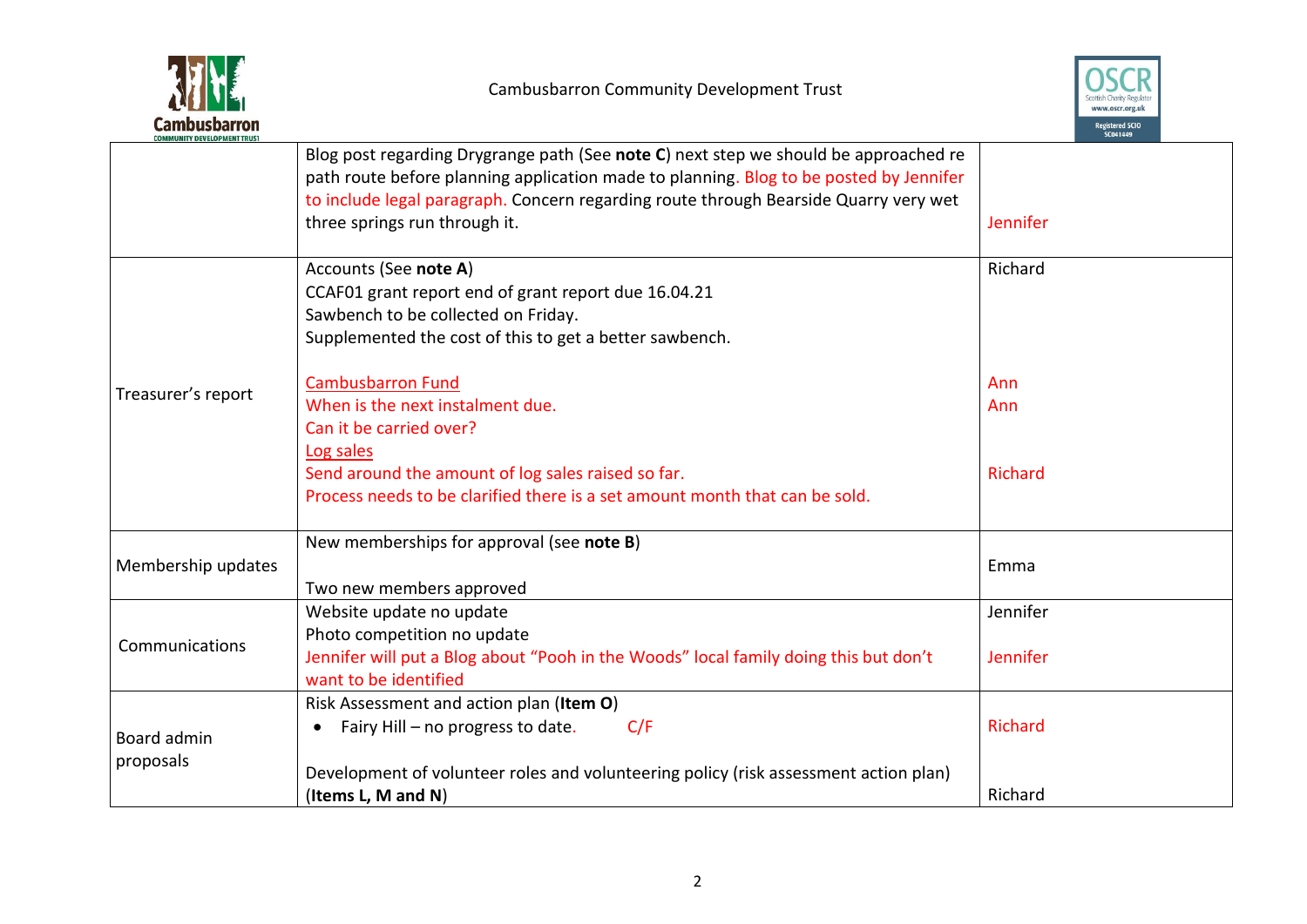| | | |
|---|---|---|
| | Blog post regarding Drygrange path (See **note C**) next step we should be approached re path route before planning application made to planning. Blog to be posted by Jennifer to include legal paragraph. Concern regarding route through Bearside Quarry very wet three springs run through it. | Jennifer |
| Treasurer's report | Accounts (See **note A**)<br>CCAF01 grant report end of grant report due 16.04.21<br>Sawbench to be collected on Friday.<br>Supplemented the cost of this to get a better sawbench.<br><br>Cambusbarron Fund<br>When is the next instalment due.<br>Can it be carried over?<br>Log sales<br>Send around the amount of log sales raised so far.<br>Process needs to be clarified there is a set amount month that can be sold. | Richard<br><br><br><br><br>Ann<br>Ann<br><br><br>Richard |
| Membership updates | New memberships for approval (see **note B**)<br><br>Two new members approved | Emma |
| Communications | Website update no update<br>Photo competition no update<br>Jennifer will put a Blog about "Pooh in the Woods" local family doing this but don't want to be identified | Jennifer<br><br>Jennifer |
| Board admin proposals | Risk Assessment and action plan (**Item O**)<br>• Fairy Hill – no progress to date. C/F<br><br>Development of volunteer roles and volunteering policy (risk assessment action plan) (**Items L, M and N**) | Richard<br><br><br>Richard |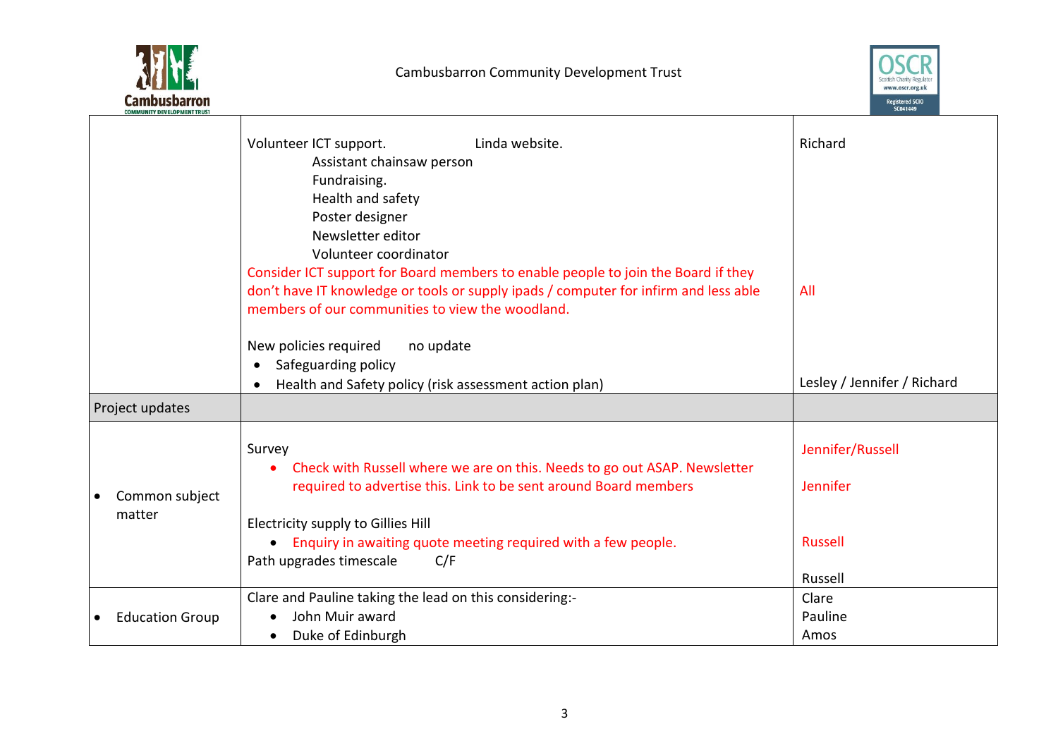| | | |
|---|---|---|
| | Volunteer ICT support. Linda website.<br>Assistant chainsaw person<br>Fundraising.<br>Health and safety<br>Poster designer<br>Newsletter editor<br>Volunteer coordinator<br>Consider ICT support for Board members to enable people to join the Board if they don't have IT knowledge or tools or supply ipads / computer for infirm and less able members of our communities to view the woodland.<br><br>New policies required no update<br>• Safeguarding policy<br>• Health and Safety policy (risk assessment action plan) | Richard<br><br><br><br><br><br><br><br>All<br><br><br><br>Lesley / Jennifer / Richard |
| Project updates | | |
| • Common subject matter | Survey<br>• Check with Russell where we are on this. Needs to go out ASAP. Newsletter required to advertise this. Link to be sent around Board members<br><br>Electricity supply to Gillies Hill<br>• Enquiry in awaiting quote meeting required with a few people.<br>Path upgrades timescale C/F | Jennifer/Russell<br><br>Jennifer<br><br><br>Russell<br><br>Russell |
| • Education Group | Clare and Pauline taking the lead on this considering:-<br>• John Muir award<br>• Duke of Edinburgh | Clare<br>Pauline<br>Amos |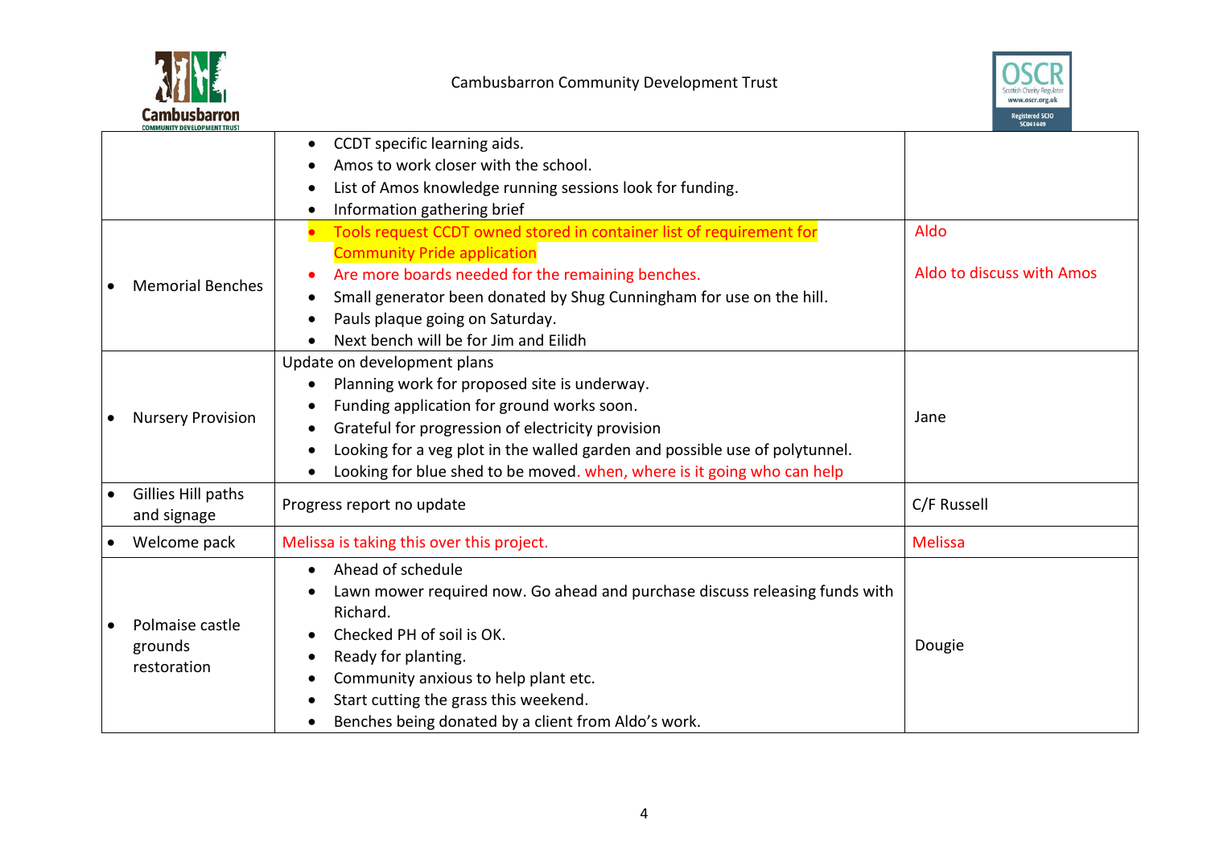| | | |
|---|---|---|
| | • CCDT specific learning aids.<br>• Amos to work closer with the school.<br>• List of Amos knowledge running sessions look for funding.<br>• Information gathering brief | |
| • Memorial Benches | • Tools request CCDT owned stored in container list of requirement for Community Pride application<br>• Are more boards needed for the remaining benches.<br>• Small generator been donated by Shug Cunningham for use on the hill.<br>• Pauls plaque going on Saturday.<br>• Next bench will be for Jim and Eilidh | Aldo<br><br>Aldo to discuss with Amos |
| • Nursery Provision | Update on development plans<br>• Planning work for proposed site is underway.<br>• Funding application for ground works soon.<br>• Grateful for progression of electricity provision<br>• Looking for a veg plot in the walled garden and possible use of polytunnel.<br>• Looking for blue shed to be moved. when, where is it going who can help | Jane |
| • Gillies Hill paths and signage | Progress report no update | C/F Russell |
| • Welcome pack | Melissa is taking this over this project. | Melissa |
| • Polmaise castle grounds restoration | • Ahead of schedule<br>• Lawn mower required now. Go ahead and purchase discuss releasing funds with Richard.<br>• Checked PH of soil is OK.<br>• Ready for planting.<br>• Community anxious to help plant etc.<br>• Start cutting the grass this weekend.<br>• Benches being donated by a client from Aldo's work. | Dougie |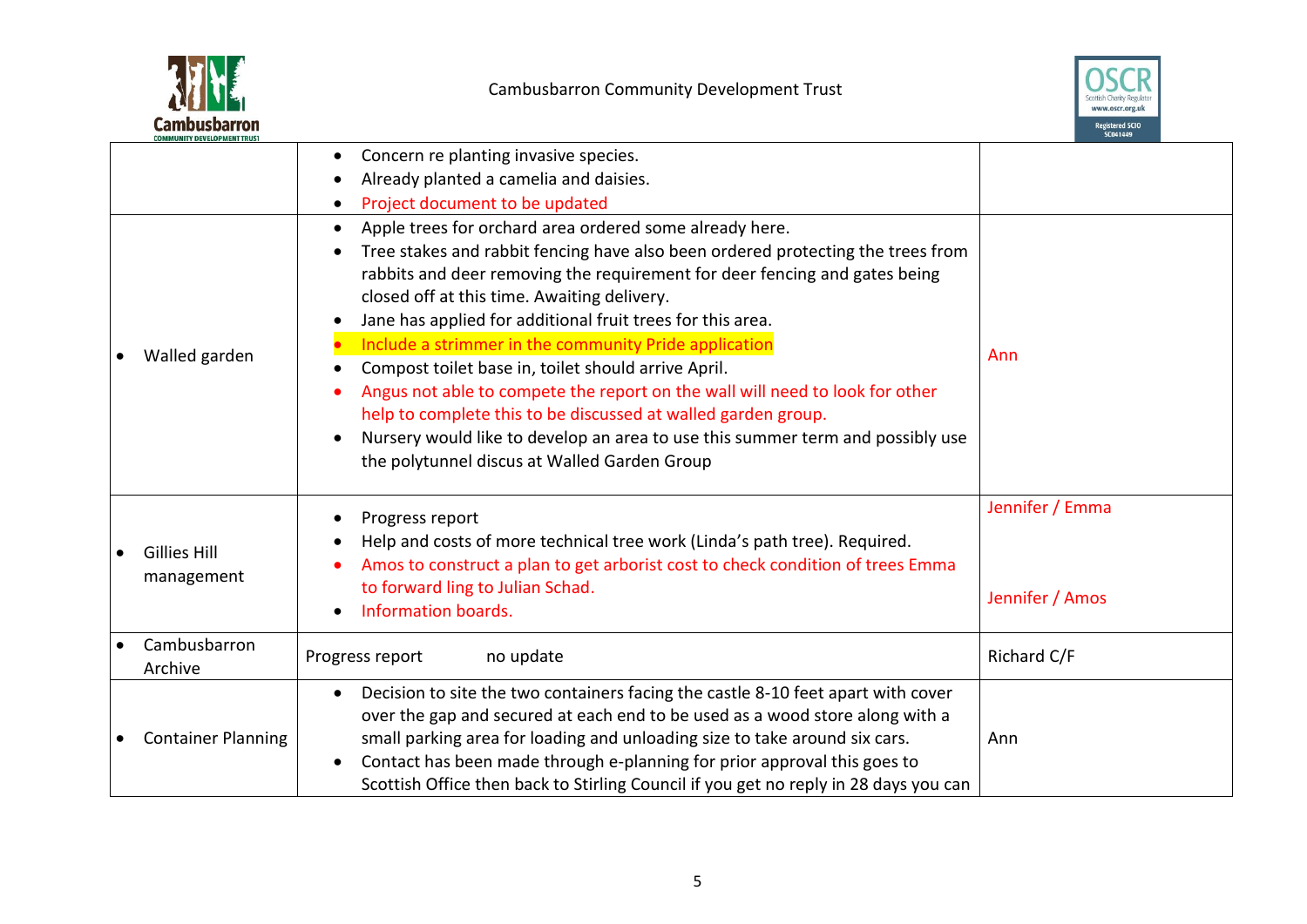| | | |
|---|---|---|
| | • Concern re planting invasive species.<br>• Already planted a camelia and daisies.<br>• Project document to be updated | |
| • Walled garden | • Apple trees for orchard area ordered some already here.<br>• Tree stakes and rabbit fencing have also been ordered protecting the trees from rabbits and deer removing the requirement for deer fencing and gates being closed off at this time. Awaiting delivery.<br>• Jane has applied for additional fruit trees for this area.<br>• Include a strimmer in the community Pride application<br>• Compost toilet base in, toilet should arrive April.<br>• Angus not able to compete the report on the wall will need to look for other help to complete this to be discussed at walled garden group.<br>• Nursery would like to develop an area to use this summer term and possibly use the polytunnel discus at Walled Garden Group | Ann |
| • Gillies Hill management | • Progress report<br>• Help and costs of more technical tree work (Linda's path tree). Required.<br>• Amos to construct a plan to get arborist cost to check condition of trees Emma to forward ling to Julian Schad.<br>• Information boards. | Jennifer / Emma<br><br>Jennifer / Amos |
| • Cambusbarron Archive | Progress report no update | Richard C/F |
| • Container Planning | • Decision to site the two containers facing the castle 8-10 feet apart with cover over the gap and secured at each end to be used as a wood store along with a small parking area for loading and unloading size to take around six cars.<br>• Contact has been made through e-planning for prior approval this goes to Scottish Office then back to Stirling Council if you get no reply in 28 days you can | Ann |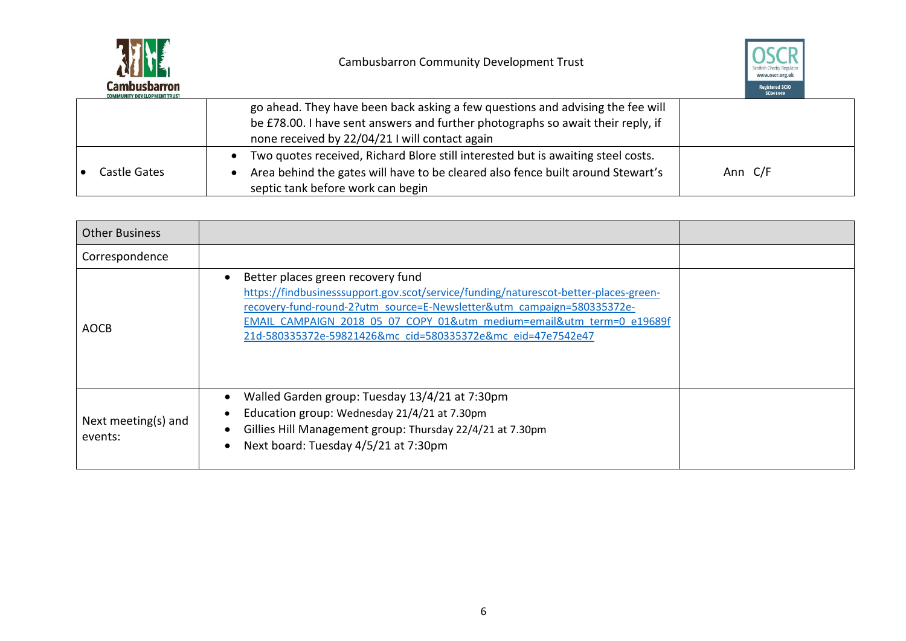|  |  |  |
|---|---|---|
|  | go ahead. They have been back asking a few questions and advising the fee will be £78.00. I have sent answers and further photographs so await their reply, if none received by 22/04/21 I will contact again |  |
| • Castle Gates | • Two quotes received, Richard Blore still interested but is awaiting steel costs.<br>• Area behind the gates will have to be cleared also fence built around Stewart's septic tank before work can begin | Ann C/F |

| Other Business |  |  |
|---|---|---|
| Correspondence |  |  |
| AOCB | • Better places green recovery fund<br>https://findbusinesssupport.gov.scot/service/funding/naturescot-better-places-green-recovery-fund-round-2?utm_source=E-Newsletter&utm_campaign=580335372e-EMAIL_CAMPAIGN_2018_05_07_COPY_01&utm_medium=email&utm_term=0_e19689f21d-580335372e-59821426&mc_cid=580335372e&mc_eid=47e7542e47 |  |
| Next meeting(s) and events: | • Walled Garden group: Tuesday 13/4/21 at 7:30pm<br>• Education group: Wednesday 21/4/21 at 7.30pm<br>• Gillies Hill Management group: Thursday 22/4/21 at 7.30pm<br>• Next board: Tuesday 4/5/21 at 7:30pm |  |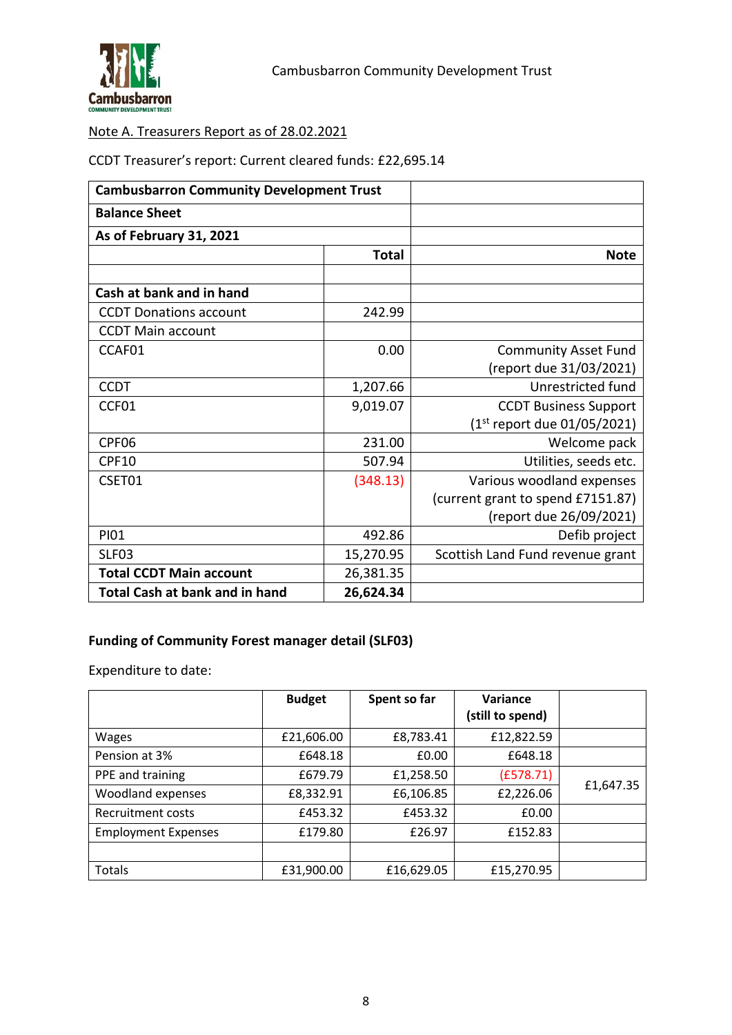Cambusbarron Community Development Trust

Note A. Treasurers Report as of 28.02.2021

CCDT Treasurer's report: Current cleared funds: £22,695.14

| **Cambusbarron Community Development Trust** | | |
|---|---|---|
| **Balance Sheet** | | |
| **As of February 31, 2021** | | |
| | **Total** | **Note** |
| | | |
| **Cash at bank and in hand** | | |
| CCDT Donations account | 242.99 | |
| CCDT Main account | | |
| CCAF01 | 0.00 | Community Asset Fund (report due 31/03/2021) |
| CCDT | 1,207.66 | Unrestricted fund |
| CCF01 | 9,019.07 | CCDT Business Support (1st report due 01/05/2021) |
| CPF06 | 231.00 | Welcome pack |
| CPF10 | 507.94 | Utilities, seeds etc. |
| CSET01 | (348.13) | Various woodland expenses (current grant to spend £7151.87) (report due 26/09/2021) |
| PI01 | 492.86 | Defib project |
| SLF03 | 15,270.95 | Scottish Land Fund revenue grant |
| **Total CCDT Main account** | 26,381.35 | |
| **Total Cash at bank and in hand** | **26,624.34** | |

**Funding of Community Forest manager detail (SLF03)**

Expenditure to date:

| | **Budget** | **Spent so far** | **Variance (still to spend)** | |
|---|---|---|---|---|
| Wages | £21,606.00 | £8,783.41 | £12,822.59 | |
| Pension at 3% | £648.18 | £0.00 | £648.18 | |
| PPE and training | £679.79 | £1,258.50 | (£578.71) | £1,647.35 |
| Woodland expenses | £8,332.91 | £6,106.85 | £2,226.06 | |
| Recruitment costs | £453.32 | £453.32 | £0.00 | |
| Employment Expenses | £179.80 | £26.97 | £152.83 | |
| | | | | |
| Totals | £31,900.00 | £16,629.05 | £15,270.95 | |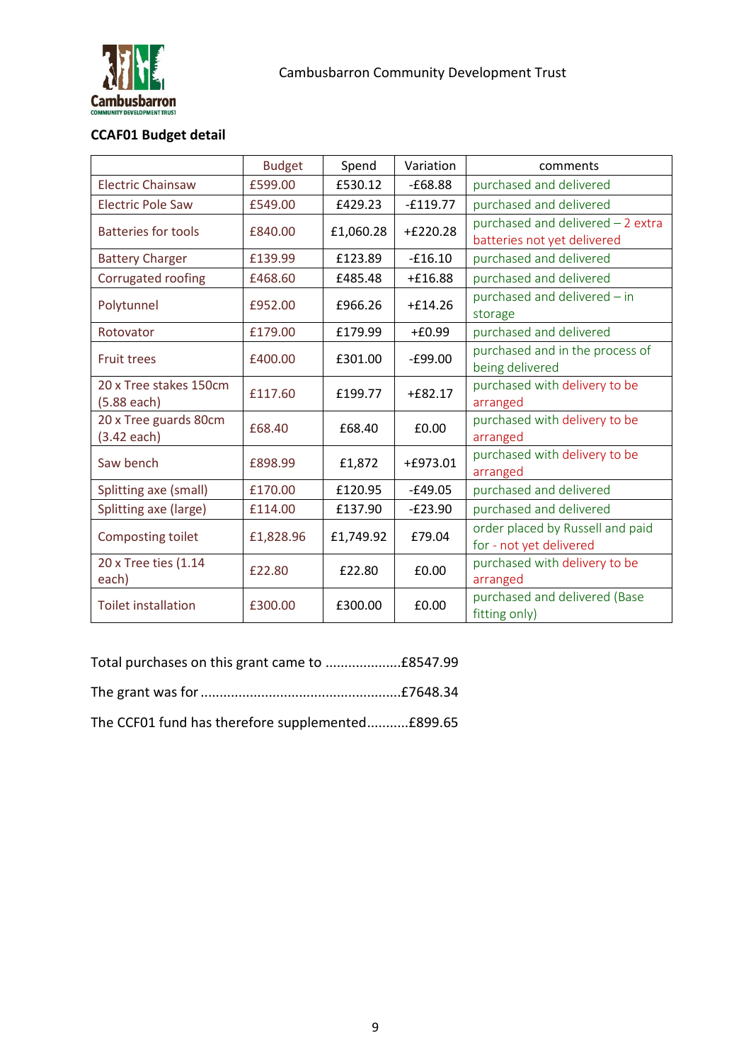Cambusbarron Community Development Trust

**CCAF01 Budget detail**

| | Budget | Spend | Variation | comments |
|---|---|---|---|---|
| Electric Chainsaw | £599.00 | £530.12 | -£68.88 | purchased and delivered |
| Electric Pole Saw | £549.00 | £429.23 | -£119.77 | purchased and delivered |
| Batteries for tools | £840.00 | £1,060.28 | +£220.28 | purchased and delivered – 2 extra batteries not yet delivered |
| Battery Charger | £139.99 | £123.89 | -£16.10 | purchased and delivered |
| Corrugated roofing | £468.60 | £485.48 | +£16.88 | purchased and delivered |
| Polytunnel | £952.00 | £966.26 | +£14.26 | purchased and delivered – in storage |
| Rotovator | £179.00 | £179.99 | +£0.99 | purchased and delivered |
| Fruit trees | £400.00 | £301.00 | -£99.00 | purchased and in the process of being delivered |
| 20 x Tree stakes 150cm (5.88 each) | £117.60 | £199.77 | +£82.17 | purchased with delivery to be arranged |
| 20 x Tree guards 80cm (3.42 each) | £68.40 | £68.40 | £0.00 | purchased with delivery to be arranged |
| Saw bench | £898.99 | £1,872 | +£973.01 | purchased with delivery to be arranged |
| Splitting axe (small) | £170.00 | £120.95 | -£49.05 | purchased and delivered |
| Splitting axe (large) | £114.00 | £137.90 | -£23.90 | purchased and delivered |
| Composting toilet | £1,828.96 | £1,749.92 | £79.04 | order placed by Russell and paid for - not yet delivered |
| 20 x Tree ties (1.14 each) | £22.80 | £22.80 | £0.00 | purchased with delivery to be arranged |
| Toilet installation | £300.00 | £300.00 | £0.00 | purchased and delivered (Base fitting only) |

Total purchases on this grant came to ....................£8547.99

The grant was for ....................................................£7648.34

The CCF01 fund has therefore supplemented...........£899.65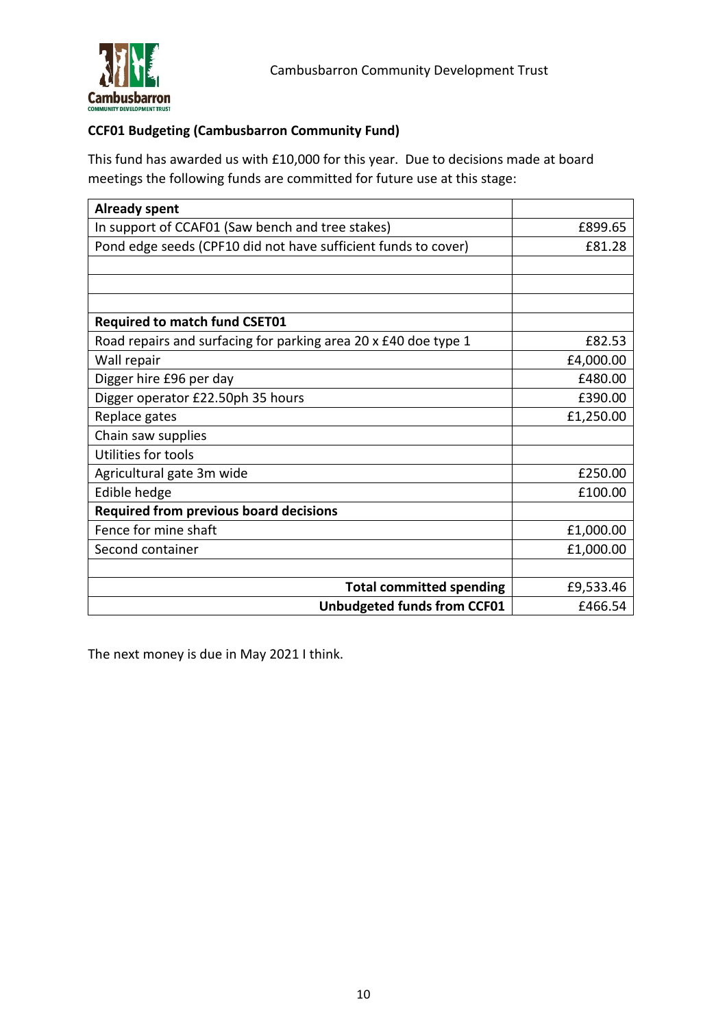Cambusbarron Community Development Trust

**CCF01 Budgeting (Cambusbarron Community Fund)**

This fund has awarded us with £10,000 for this year. Due to decisions made at board meetings the following funds are committed for future use at this stage:

| **Already spent** | |
|---|---|
| In support of CCAF01 (Saw bench and tree stakes) | £899.65 |
| Pond edge seeds (CPF10 did not have sufficient funds to cover) | £81.28 |
| | |
| | |
| | |
| **Required to match fund CSET01** | |
| Road repairs and surfacing for parking area 20 x £40 doe type 1 | £82.53 |
| Wall repair | £4,000.00 |
| Digger hire £96 per day | £480.00 |
| Digger operator £22.50ph 35 hours | £390.00 |
| Replace gates | £1,250.00 |
| Chain saw supplies | |
| Utilities for tools | |
| Agricultural gate 3m wide | £250.00 |
| Edible hedge | £100.00 |
| **Required from previous board decisions** | |
| Fence for mine shaft | £1,000.00 |
| Second container | £1,000.00 |
| | |
| **Total committed spending** | £9,533.46 |
| **Unbudgeted funds from CCF01** | £466.54 |

The next money is due in May 2021 I think.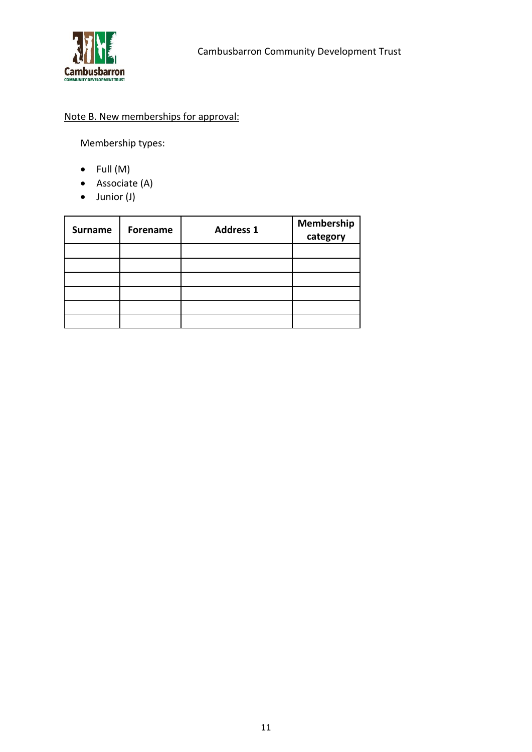Note B. New memberships for approval:

Membership types:

- Full (M)
- Associate (A)
- Junior (J)

| Surname | Forename | Address 1 | Membership category |
|---|---|---|---|
| | | | |
| | | | |
| | | | |
| | | | |
| | | | |
| | | | |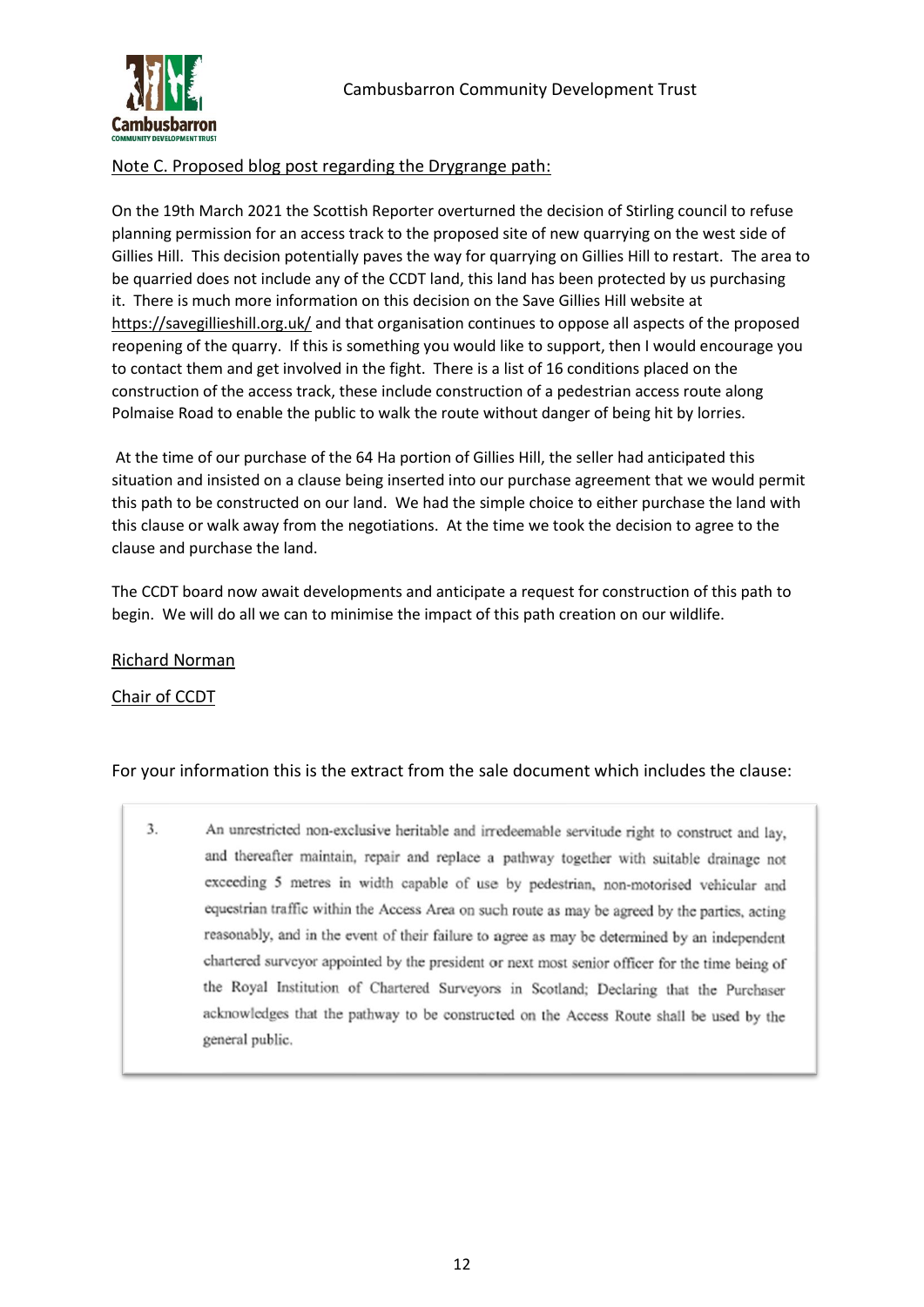Cambusbarron Community Development Trust

Note C. Proposed blog post regarding the Drygrange path:

On the 19th March 2021 the Scottish Reporter overturned the decision of Stirling council to refuse planning permission for an access track to the proposed site of new quarrying on the west side of Gillies Hill. This decision potentially paves the way for quarrying on Gillies Hill to restart. The area to be quarried does not include any of the CCDT land, this land has been protected by us purchasing it. There is much more information on this decision on the Save Gillies Hill website at https://savegillieshill.org.uk/ and that organisation continues to oppose all aspects of the proposed reopening of the quarry. If this is something you would like to support, then I would encourage you to contact them and get involved in the fight. There is a list of 16 conditions placed on the construction of the access track, these include construction of a pedestrian access route along Polmaise Road to enable the public to walk the route without danger of being hit by lorries.

At the time of our purchase of the 64 Ha portion of Gillies Hill, the seller had anticipated this situation and insisted on a clause being inserted into our purchase agreement that we would permit this path to be constructed on our land. We had the simple choice to either purchase the land with this clause or walk away from the negotiations. At the time we took the decision to agree to the clause and purchase the land.

The CCDT board now await developments and anticipate a request for construction of this path to begin. We will do all we can to minimise the impact of this path creation on our wildlife.

Richard Norman

Chair of CCDT

For your information this is the extract from the sale document which includes the clause:

> 3. An unrestricted non-exclusive heritable and irredeemable servitude right to construct and lay, and thereafter maintain, repair and replace a pathway together with suitable drainage not exceeding 5 metres in width capable of use by pedestrian, non-motorised vehicular and equestrian traffic within the Access Area on such route as may be agreed by the parties, acting reasonably, and in the event of their failure to agree as may be determined by an independent chartered surveyor appointed by the president or next most senior officer for the time being of the Royal Institution of Chartered Surveyors in Scotland; Declaring that the Purchaser acknowledges that the pathway to be constructed on the Access Route shall be used by the general public.